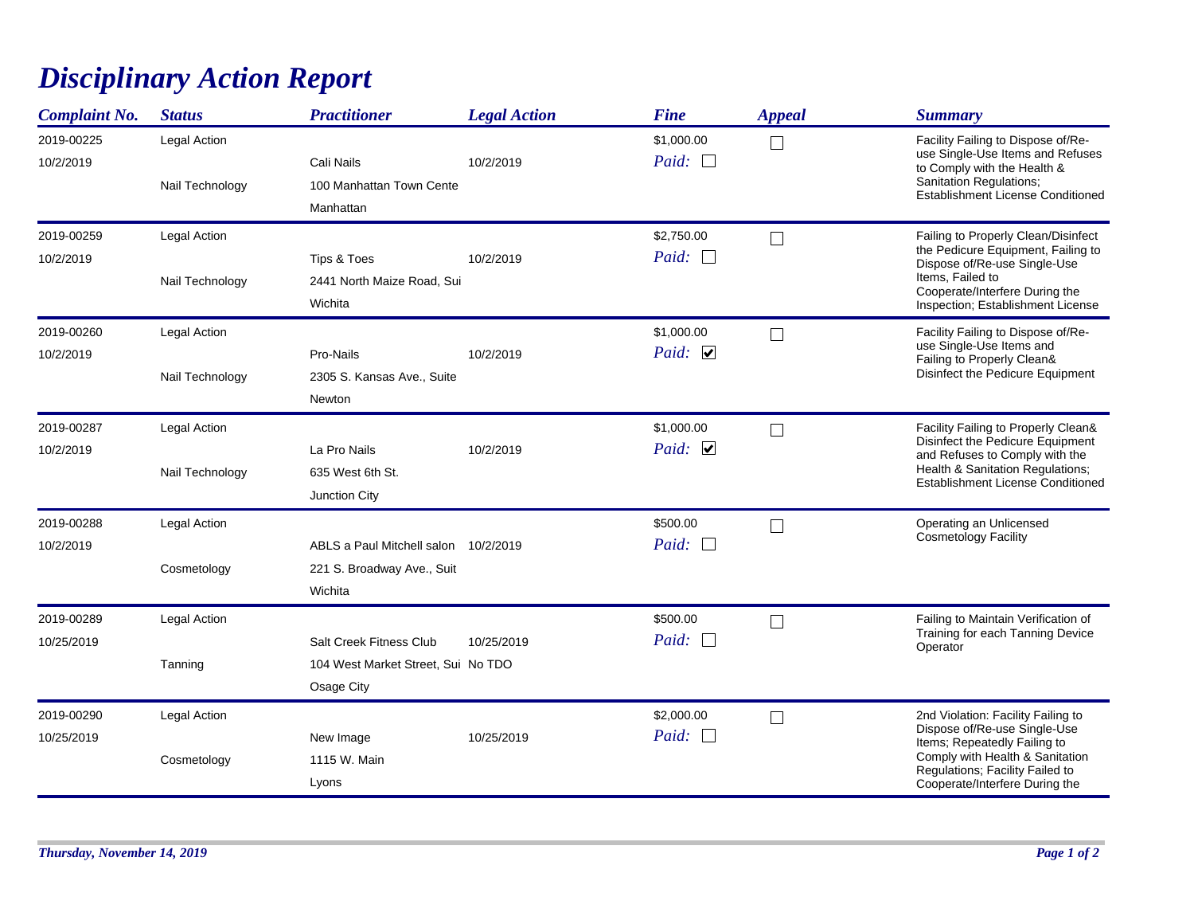# Disciplinary Action Report

| Complaint No. | Status | Practitioner | Legal Action | Fine | Appeal | Summary |
|---|---|---|---|---|---|---|
| 2019-00225<br>10/2/2019 | Legal Action<br>Nail Technology | Cali Nails<br>100 Manhattan Town Cente<br>Manhattan | 10/2/2019 | $1,000.00<br>Paid: ☐ | ☐ | Facility Failing to Dispose of/Re-use Single-Use Items and Refuses to Comply with the Health & Sanitation Regulations; Establishment License Conditioned |
| 2019-00259<br>10/2/2019 | Legal Action<br>Nail Technology | Tips & Toes<br>2441 North Maize Road, Sui<br>Wichita | 10/2/2019 | $2,750.00<br>Paid: ☐ | ☐ | Failing to Properly Clean/Disinfect the Pedicure Equipment, Failing to Dispose of/Re-use Single-Use Items, Failed to Cooperate/Interfere During the Inspection; Establishment License |
| 2019-00260<br>10/2/2019 | Legal Action<br>Nail Technology | Pro-Nails<br>2305 S. Kansas Ave., Suite<br>Newton | 10/2/2019 | $1,000.00<br>Paid: ☑ | ☐ | Facility Failing to Dispose of/Re-use Single-Use Items and Failing to Properly Clean& Disinfect the Pedicure Equipment |
| 2019-00287<br>10/2/2019 | Legal Action<br>Nail Technology | La Pro Nails<br>635 West 6th St.<br>Junction City | 10/2/2019 | $1,000.00<br>Paid: ☑ | ☐ | Facility Failing to Properly Clean& Disinfect the Pedicure Equipment and Refuses to Comply with the Health & Sanitation Regulations; Establishment License Conditioned |
| 2019-00288<br>10/2/2019 | Legal Action<br>Cosmetology | ABLS a Paul Mitchell salon<br>221 S. Broadway Ave., Suit<br>Wichita | 10/2/2019 | $500.00<br>Paid: ☐ | ☐ | Operating an Unlicensed Cosmetology Facility |
| 2019-00289<br>10/25/2019 | Legal Action<br>Tanning | Salt Creek Fitness Club<br>104 West Market Street, Sui<br>Osage City | 10/25/2019<br>No TDO | $500.00<br>Paid: ☐ | ☐ | Failing to Maintain Verification of Training for each Tanning Device Operator |
| 2019-00290<br>10/25/2019 | Legal Action<br>Cosmetology | New Image<br>1115 W. Main<br>Lyons | 10/25/2019 | $2,000.00<br>Paid: ☐ | ☐ | 2nd Violation: Facility Failing to Dispose of/Re-use Single-Use Items; Repeatedly Failing to Comply with Health & Sanitation Regulations; Facility Failed to Cooperate/Interfere During the |

*Thursday, November 14, 2019*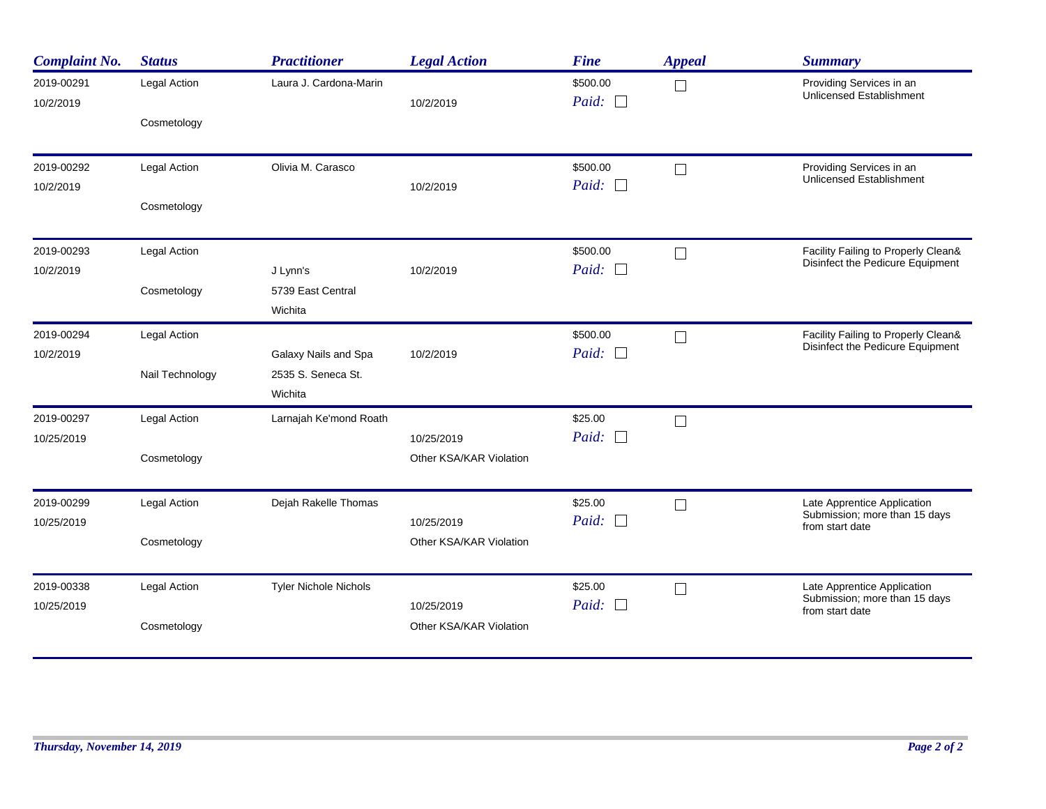| Complaint No. | Status | Practitioner | Legal Action | Fine | Appeal | Summary |
| --- | --- | --- | --- | --- | --- | --- |
| 2019-00291<br>10/2/2019 | Legal Action<br>Cosmetology | Laura J. Cardona-Marin | 10/2/2019 | $500.00<br>Paid: ☐ | ☐ | Providing Services in an Unlicensed Establishment |
| 2019-00292<br>10/2/2019 | Legal Action<br>Cosmetology | Olivia M. Carasco | 10/2/2019 | $500.00<br>Paid: ☐ | ☐ | Providing Services in an Unlicensed Establishment |
| 2019-00293<br>10/2/2019 | Legal Action<br>Cosmetology | J Lynn's<br>5739 East Central<br>Wichita | 10/2/2019 | $500.00<br>Paid: ☐ | ☐ | Facility Failing to Properly Clean& Disinfect the Pedicure Equipment |
| 2019-00294<br>10/2/2019 | Legal Action<br>Nail Technology | Galaxy Nails and Spa<br>2535 S. Seneca St.<br>Wichita | 10/2/2019 | $500.00<br>Paid: ☐ | ☐ | Facility Failing to Properly Clean& Disinfect the Pedicure Equipment |
| 2019-00297<br>10/25/2019 | Legal Action<br>Cosmetology | Larnajah Ke'mond Roath | 10/25/2019<br>Other KSA/KAR Violation | $25.00<br>Paid: ☐ | ☐ | |
| 2019-00299<br>10/25/2019 | Legal Action<br>Cosmetology | Dejah Rakelle Thomas | 10/25/2019<br>Other KSA/KAR Violation | $25.00<br>Paid: ☐ | ☐ | Late Apprentice Application Submission; more than 15 days from start date |
| 2019-00338<br>10/25/2019 | Legal Action<br>Cosmetology | Tyler Nichole Nichols | 10/25/2019<br>Other KSA/KAR Violation | $25.00<br>Paid: ☐ | ☐ | Late Apprentice Application Submission; more than 15 days from start date |

*Thursday, November 14, 2019*